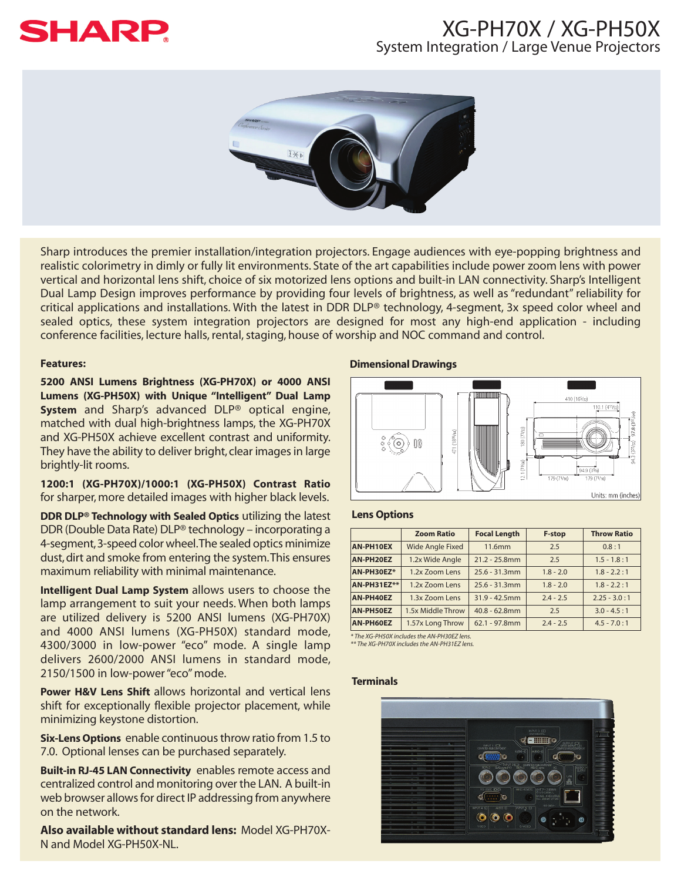# XG-PH70X / XG-PH50X

## System Integration / Large Venue Projectors

Sharp introduces the premier installation/integration projectors. Engage audiences with eye-popping brightness and realistic colorimetry in dimly or fully lit environments. State of the art capabilities include power zoom lens with power vertical and horizontal lens shift, choice of six motorized lens options and built-in LAN connectivity. Sharp's Intelligent Dual Lamp Design improves performance by providing four levels of brightness, as well as "redundant" reliability for critical applications and installations. With the latest in DDR DLP® technology, 4-segment, 3x speed color wheel and sealed optics, these system integration projectors are designed for most any high-end application - including conference facilities, lecture halls, rental, staging, house of worship and NOC command and control.

### Features:

**5200 ANSI Lumens Brightness (XG-PH70X) or 4000 ANSI Lumens (XG-PH50X) with Unique "Intelligent" Dual Lamp System** and Sharp's advanced DLP® optical engine, matched with dual high-brightness lamps, the XG-PH70X and XG-PH50X achieve excellent contrast and uniformity. They have the ability to deliver bright, clear images in large brightly-lit rooms.

**1200:1 (XG-PH70X)/1000:1 (XG-PH50X) Contrast Ratio** for sharper, more detailed images with higher black levels.

**DDR DLP® Technology with Sealed Optics** utilizing the latest DDR (Double Data Rate) DLP® technology – incorporating a 4-segment, 3-speed color wheel. The sealed optics minimize dust, dirt and smoke from entering the system. This ensures maximum reliability with minimal maintenance.

**Intelligent Dual Lamp System** allows users to choose the lamp arrangement to suit your needs. When both lamps are utilized delivery is 5200 ANSI lumens (XG-PH70X) and 4000 ANSI lumens (XG-PH50X) standard mode, 4300/3000 in low-power "eco" mode. A single lamp delivers 2600/2000 ANSI lumens in standard mode, 2150/1500 in low-power "eco" mode.

**Power H&V Lens Shift** allows horizontal and vertical lens shift for exceptionally flexible projector placement, while minimizing keystone distortion.

**Six-Lens Options** enable continuous throw ratio from 1.5 to 7.0. Optional lenses can be purchased separately.

**Built-in RJ-45 LAN Connectivity** enables remote access and centralized control and monitoring over the LAN. A built-in web browser allows for direct IP addressing from anywhere on the network.

**Also available without standard lens:** Model XG-PH70X-N and Model XG-PH50X-NL.

### Dimensional Drawings

Units: mm (inches)

### Lens Options

| | Zoom Ratio | Focal Length | F-stop | Throw Ratio |
|---|---|---|---|---|
| **AN-PH10EX** | Wide Angle Fixed | 11.6mm | 2.5 | 0.8 : 1 |
| **AN-PH20EZ** | 1.2x Wide Angle | 21.2 - 25.8mm | 2.5 | 1.5 - 1.8 : 1 |
| **AN-PH30EZ*** | 1.2x Zoom Lens | 25.6 - 31.3mm | 1.8 - 2.0 | 1.8 - 2.2 : 1 |
| **AN-PH31EZ**** | 1.2x Zoom Lens | 25.6 - 31.3mm | 1.8 - 2.0 | 1.8 - 2.2 : 1 |
| **AN-PH40EZ** | 1.3x Zoom Lens | 31.9 - 42.5mm | 2.4 - 2.5 | 2.25 - 3.0 : 1 |
| **AN-PH50EZ** | 1.5x Middle Throw | 40.8 - 62.8mm | 2.5 | 3.0 - 4.5 : 1 |
| **AN-PH60EZ** | 1.57x Long Throw | 62.1 - 97.8mm | 2.4 - 2.5 | 4.5 - 7.0 : 1 |

*\* The XG-PH50X includes the AN-PH30EZ lens.*
*\*\* The XG-PH70X includes the AN-PH31EZ lens.*

### Terminals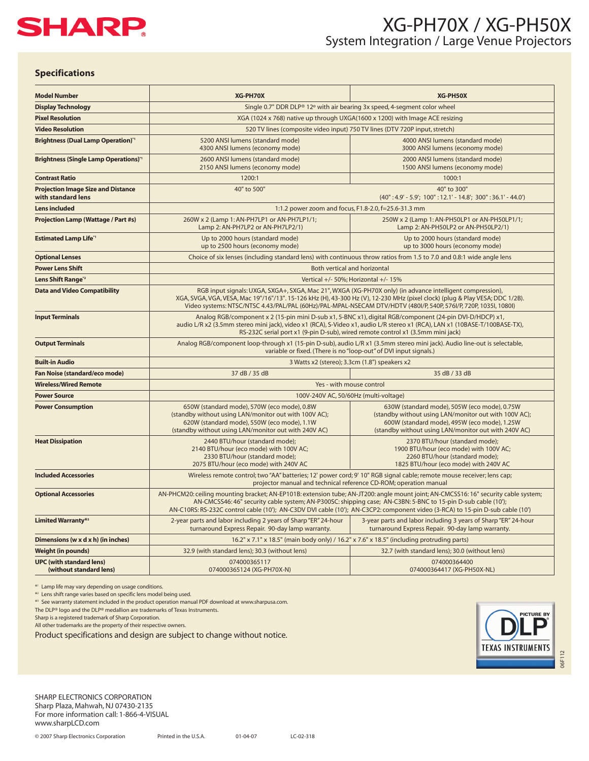# XG-PH70X / XG-PH50X

## System Integration / Large Venue Projectors

### Specifications

| Model Number | XG-PH70X | XG-PH50X |
|---|---|---|
| Display Technology | Single 0.7" DDR DLP® 12º with air bearing 3x speed, 4-segment color wheel | |
| Pixel Resolution | XGA (1024 x 768) native up through UXGA(1600 x 1200) with Image ACE resizing | |
| Video Resolution | 520 TV lines (composite video input) 750 TV lines (DTV 720P input, stretch) | |
| Brightness (Dual Lamp Operation)*1 | 5200 ANSI lumens (standard mode)<br>4300 ANSI lumens (economy mode) | 4000 ANSI lumens (standard mode)<br>3000 ANSI lumens (economy mode) |
| Brightness (Single Lamp Operations)*1 | 2600 ANSI lumens (standard mode)<br>2150 ANSI lumens (economy mode) | 2000 ANSI lumens (standard mode)<br>1500 ANSI lumens (economy mode) |
| Contrast Ratio | 1200:1 | 1000:1 |
| Projection Image Size and Distance with standard lens | 40" to 500" | 40" to 300"<br>(40" : 4.9' - 5.9'; 100" : 12.1' - 14.8'; 300" : 36.1' - 44.0') |
| Lens included | 1:1.2 power zoom and focus, F1.8-2.0, f=25.6-31.3 mm | |
| Projection Lamp (Wattage / Part #s) | 260W x 2 (Lamp 1: AN-PH7LP1 or AN-PH7LP1/1;<br>Lamp 2: AN-PH7LP2 or AN-PH7LP2/1) | 250W x 2 (Lamp 1: AN-PH50LP1 or AN-PH50LP1/1;<br>Lamp 2: AN-PH50LP2 or AN-PH50LP2/1) |
| Estimated Lamp Life*1 | Up to 2000 hours (standard mode)<br>up to 2500 hours (economy mode) | Up to 2000 hours (standard mode)<br>up to 3000 hours (economy mode) |
| Optional Lenses | Choice of six lenses (including standard lens) with continuous throw ratios from 1.5 to 7.0 and 0.8:1 wide angle lens | |
| Power Lens Shift | Both vertical and horizontal | |
| Lens Shift Range*2 | Vertical +/- 50%; Horizontal +/- 15% | |
| Data and Video Compatibility | RGB input signals: UXGA, SXGA+, SXGA, Mac 21", WXGA (XG-PH70X only) (in advance intelligent compression), XGA, SVGA, VGA, VESA, Mac 19"/16"/13". 15-126 kHz (H), 43-300 Hz (V), 12-230 MHz (pixel clock) (plug & Play VESA; DDC 1/2B). Video systems: NTSC/NTSC 4.43/PAL/PAL (60Hz)/PAL-MPAL-NSECAM DTV/HDTV (480I/P, 540P, 576I/P, 720P, 1035I, 1080I) | |
| Input Terminals | Analog RGB/component x 2 (15-pin mini D-sub x1, 5-BNC x1), digital RGB/component (24-pin DVI-D/HDCP) x1, audio L/R x2 (3.5mm stereo mini jack), video x1 (RCA), S-Video x1, audio L/R stereo x1 (RCA), LAN x1 (10BASE-T/100BASE-TX), RS-232C serial port x1 (9-pin D-sub), wired remote control x1 (3.5mm mini jack) | |
| Output Terminals | Analog RGB/component loop-through x1 (15-pin D-sub), audio L/R x1 (3.5mm stereo mini jack). Audio line-out is selectable, variable or fixed. (There is no "loop-out" of DVI input signals.) | |
| Built-in Audio | 3 Watts x2 (stereo); 3.3cm (1.8") speakers x2 | |
| Fan Noise (standard/eco mode) | 37 dB / 35 dB | 35 dB / 33 dB |
| Wireless/Wired Remote | Yes - with mouse control | |
| Power Source | 100V-240V AC, 50/60Hz (multi-voltage) | |
| Power Consumption | 650W (standard mode), 570W (eco mode), 0.8W<br>(standby without using LAN/monitor out with 100V AC);<br>620W (standard mode), 550W (eco mode), 1.1W<br>(standby without using LAN/monitor out with 240V AC) | 630W (standard mode), 505W (eco mode), 0.75W<br>(standby without using LAN/monitor out with 100V AC);<br>600W (standard mode), 495W (eco mode), 1.25W<br>(standby without using LAN/monitor out with 240V AC) |
| Heat Dissipation | 2440 BTU/hour (standard mode);<br>2140 BTU/hour (eco mode) with 100V AC;<br>2330 BTU/hour (standard mode);<br>2075 BTU/hour (eco mode) with 240V AC | 2370 BTU/hour (standard mode);<br>1900 BTU/hour (eco mode) with 100V AC;<br>2260 BTU/hour (standard mode);<br>1825 BTU/hour (eco mode) with 240V AC |
| Included Accessories | Wireless remote control; two "AA" batteries; 12' power cord; 9' 10" RGB signal cable; remote mouse receiver; lens cap; projector manual and technical reference CD-ROM; operation manual | |
| Optional Accessories | AN-PHCM20: ceiling mounting bracket; AN-EP101B: extension tube; AN-JT200: angle mount joint; AN-CMCSS16: 16" security cable system; AN-CMCSS46: 46" security cable system; AN-P300SC: shipping case; AN-C3BN: 5-BNC to 15-pin D-sub cable (10'); AN-C10RS: RS-232C control cable (10'); AN-C3DV DVI cable (10'); AN-C3CP2: component video (3-RCA) to 15-pin D-sub cable (10') | |
| Limited Warranty*3 | 2-year parts and labor including 2 years of Sharp "ER" 24-hour turnaround Express Repair. 90-day lamp warranty. | 3-year parts and labor including 3 years of Sharp "ER" 24-hour turnaround Express Repair. 90-day lamp warranty. |
| Dimensions (w x d x h) (in inches) | 16.2" x 7.1" x 18.5" (main body only) / 16.2" x 7.6" x 18.5" (including protruding parts) | |
| Weight (in pounds) | 32.9 (with standard lens); 30.3 (without lens) | 32.7 (with standard lens); 30.0 (without lens) |
| UPC (with standard lens)<br>(without standard lens) | 074000365117<br>074000365124 (XG-PH70X-N) | 074000364400<br>074000364417 (XG-PH50X-NL) |

*1 Lamp life may vary depending on usage conditions.
*2 Lens shift range varies based on specific lens model being used.
*3 See warranty statement included in the product operation manual PDF download at www.sharpusa.com.

The DLP® logo and the DLP® medallion are trademarks of Texas Instruments.
Sharp is a registered trademark of Sharp Corporation.
All other trademarks are the property of their respective owners.

Product specifications and design are subject to change without notice.

06F112

SHARP ELECTRONICS CORPORATION
Sharp Plaza, Mahwah, NJ 07430-2135
For more information call: 1-866-4-VISUAL
www.sharpLCD.com

© 2007 Sharp Electronics Corporation    Printed in the U.S.A.    01-04-07    LC-02-318